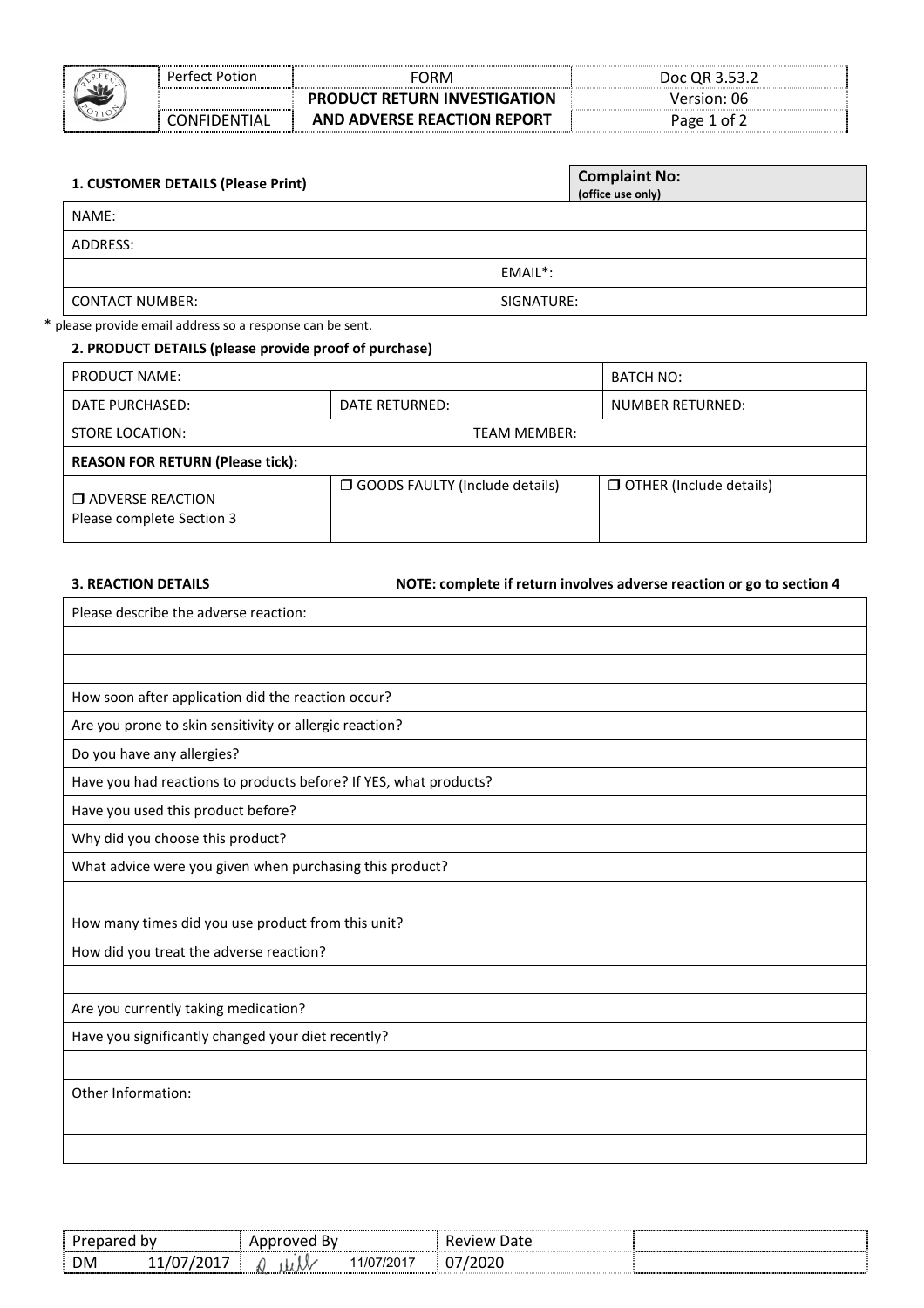| Perfect Potion | FORM | Doc QR 3.53.2 |
|---|---|---|
| | **PRODUCT RETURN INVESTIGATION AND ADVERSE REACTION REPORT** | Version: 06 |
| CONFIDENTIAL | | |

| **1. CUSTOMER DETAILS (Please Print)** | **Complaint No:** **(office use only)** |
|---|---|
| NAME: | |
| ADDRESS: | |
| | EMAIL*: |
| CONTACT NUMBER: | SIGNATURE: |

\* please provide email address so a response can be sent.

**2. PRODUCT DETAILS (please provide proof of purchase)**

| PRODUCT NAME: | | | BATCH NO: |
|---|---|---|---|
| DATE PURCHASED: | DATE RETURNED: | | NUMBER RETURNED: |
| STORE LOCATION: | | TEAM MEMBER: | |
| **REASON FOR RETURN (Please tick):** | | | |
| ❒ ADVERSE REACTION Please complete Section 3 | ❒ GOODS FAULTY (Include details) | | ❒ OTHER (Include details) |
| | | | |

**3. REACTION DETAILS** **NOTE: complete if return involves adverse reaction or go to section 4**

| Please describe the adverse reaction: |
|---|
| |
| |
| How soon after application did the reaction occur? |
| Are you prone to skin sensitivity or allergic reaction? |
| Do you have any allergies? |
| Have you had reactions to products before? If YES, what products? |
| Have you used this product before? |
| Why did you choose this product? |
| What advice were you given when purchasing this product? |
| |
| How many times did you use product from this unit? |
| How did you treat the adverse reaction? |
| |
| Are you currently taking medication? |
| Have you significantly changed your diet recently? |
| |
| Other Information: |
| |
| |

| Prepared by | Approved By | Review Date | |
|---|---|---|---|
| DM 11/07/2017 | [signature] 11/07/2017 | 07/2020 | |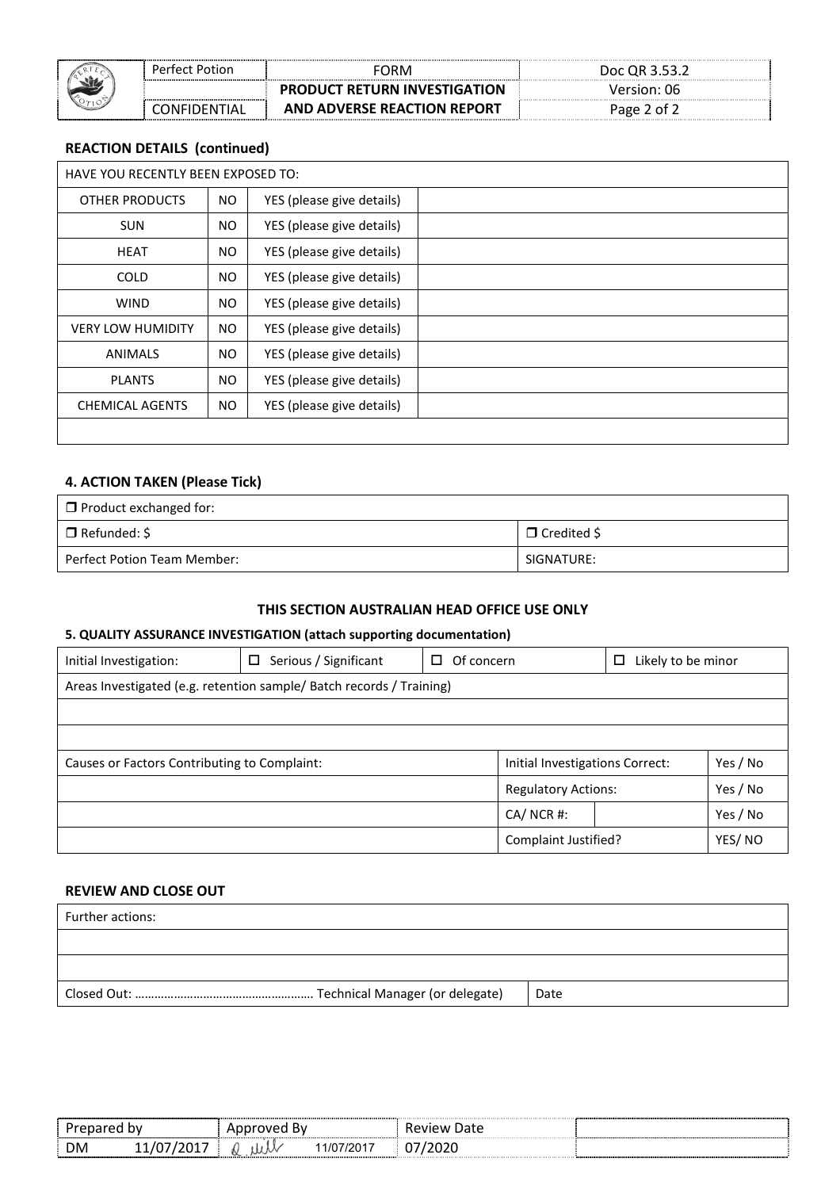### REACTION DETAILS (continued)

| HAVE YOU RECENTLY BEEN EXPOSED TO: | | | |
|---|---|---|---|
| OTHER PRODUCTS | NO | YES (please give details) | |
| SUN | NO | YES (please give details) | |
| HEAT | NO | YES (please give details) | |
| COLD | NO | YES (please give details) | |
| WIND | NO | YES (please give details) | |
| VERY LOW HUMIDITY | NO | YES (please give details) | |
| ANIMALS | NO | YES (please give details) | |
| PLANTS | NO | YES (please give details) | |
| CHEMICAL AGENTS | NO | YES (please give details) | |
| | | | |

### 4. ACTION TAKEN (Please Tick)

| | |
|---|---|
| ❒ Product exchanged for: | |
| ❒ Refunded: $ | ❒ Credited $ |
| Perfect Potion Team Member: | SIGNATURE: |

**THIS SECTION AUSTRALIAN HEAD OFFICE USE ONLY**

### 5. QUALITY ASSURANCE INVESTIGATION (attach supporting documentation)

| | | | | |
|---|---|---|---|---|
| Initial Investigation: | ☐ Serious / Significant | ☐ Of concern | | ☐ Likely to be minor |
| Areas Investigated (e.g. retention sample/ Batch records / Training) | | | | |
| | | | | |
| | | | | |

| | | | |
|---|---|---|---|
| Causes or Factors Contributing to Complaint: | Initial Investigations Correct: | | Yes / No |
| | Regulatory Actions: | | Yes / No |
| | CA/ NCR #: | | Yes / No |
| | Complaint Justified? | | YES/ NO |

### REVIEW AND CLOSE OUT

| | |
|---|---|
| Further actions: | |
| | |
| | |
| Closed Out: ……………………………………………… Technical Manager (or delegate) | Date |